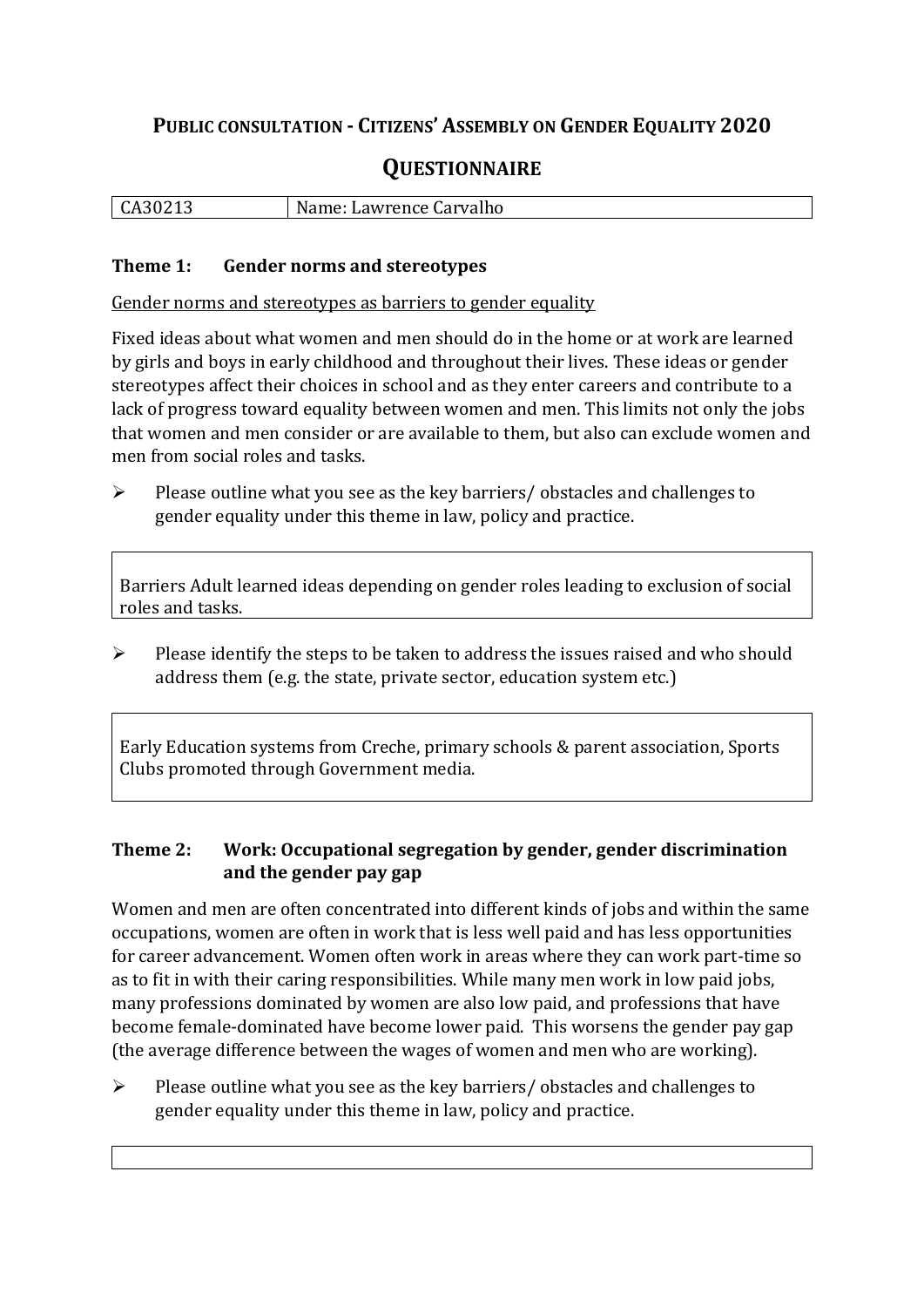# Public consultation - Citizens' Assembly on Gender Equality 2020

## Questionnaire

| CA30213 | Name: Lawrence Carvalho |
|---|---|

### Theme 1: Gender norms and stereotypes

<u>Gender norms and stereotypes as barriers to gender equality</u>

Fixed ideas about what women and men should do in the home or at work are learned by girls and boys in early childhood and throughout their lives. These ideas or gender stereotypes affect their choices in school and as they enter careers and contribute to a lack of progress toward equality between women and men. This limits not only the jobs that women and men consider or are available to them, but also can exclude women and men from social roles and tasks.

- Please outline what you see as the key barriers/ obstacles and challenges to gender equality under this theme in law, policy and practice.

> Barriers Adult learned ideas depending on gender roles leading to exclusion of social roles and tasks.

- Please identify the steps to be taken to address the issues raised and who should address them (e.g. the state, private sector, education system etc.)

> Early Education systems from Creche, primary schools & parent association, Sports Clubs promoted through Government media.

### Theme 2: Work: Occupational segregation by gender, gender discrimination and the gender pay gap

Women and men are often concentrated into different kinds of jobs and within the same occupations, women are often in work that is less well paid and has less opportunities for career advancement. Women often work in areas where they can work part-time so as to fit in with their caring responsibilities. While many men work in low paid jobs, many professions dominated by women are also low paid, and professions that have become female-dominated have become lower paid. This worsens the gender pay gap (the average difference between the wages of women and men who are working).

- Please outline what you see as the key barriers/ obstacles and challenges to gender equality under this theme in law, policy and practice.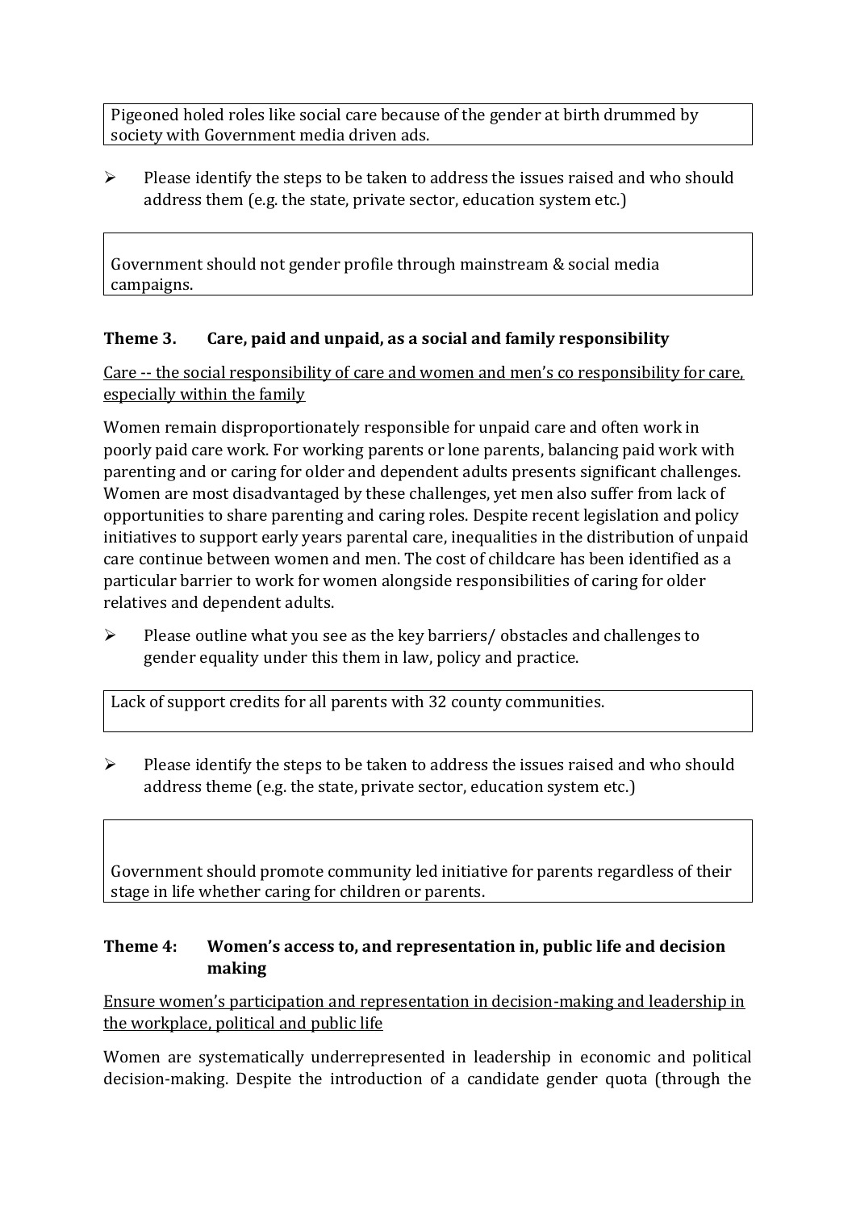Pigeoned holed roles like social care because of the gender at birth drummed by society with Government media driven ads.

- Please identify the steps to be taken to address the issues raised and who should address them (e.g. the state, private sector, education system etc.)

Government should not gender profile through mainstream & social media campaigns.

### Theme 3. Care, paid and unpaid, as a social and family responsibility

Care -- the social responsibility of care and women and men's co responsibility for care, especially within the family

Women remain disproportionately responsible for unpaid care and often work in poorly paid care work. For working parents or lone parents, balancing paid work with parenting and or caring for older and dependent adults presents significant challenges. Women are most disadvantaged by these challenges, yet men also suffer from lack of opportunities to share parenting and caring roles. Despite recent legislation and policy initiatives to support early years parental care, inequalities in the distribution of unpaid care continue between women and men. The cost of childcare has been identified as a particular barrier to work for women alongside responsibilities of caring for older relatives and dependent adults.

- Please outline what you see as the key barriers/ obstacles and challenges to gender equality under this them in law, policy and practice.

Lack of support credits for all parents with 32 county communities.

- Please identify the steps to be taken to address the issues raised and who should address theme (e.g. the state, private sector, education system etc.)

Government should promote community led initiative for parents regardless of their stage in life whether caring for children or parents.

### Theme 4: Women's access to, and representation in, public life and decision making

Ensure women's participation and representation in decision-making and leadership in the workplace, political and public life

Women are systematically underrepresented in leadership in economic and political decision-making. Despite the introduction of a candidate gender quota (through the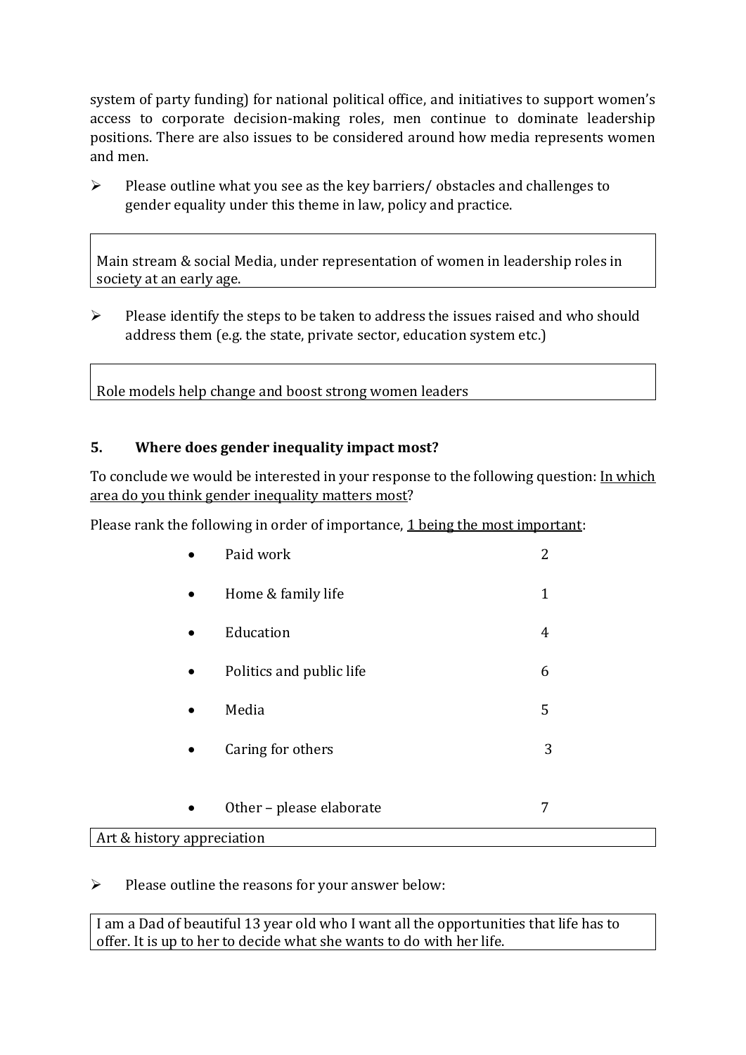system of party funding) for national political office, and initiatives to support women's access to corporate decision-making roles, men continue to dominate leadership positions. There are also issues to be considered around how media represents women and men.

- Please outline what you see as the key barriers/ obstacles and challenges to gender equality under this theme in law, policy and practice.

| Main stream & social Media, under representation of women in leadership roles in society at an early age. |
|---|

- Please identify the steps to be taken to address the issues raised and who should address them (e.g. the state, private sector, education system etc.)

| Role models help change and boost strong women leaders |
|---|

## 5. Where does gender inequality impact most?

To conclude we would be interested in your response to the following question: In which area do you think gender inequality matters most?

Please rank the following in order of importance, 1 being the most important:

| | |
|---|---|
| • Paid work | 2 |
| • Home & family life | 1 |
| • Education | 4 |
| • Politics and public life | 6 |
| • Media | 5 |
| • Caring for others | 3 |
| • Other – please elaborate | 7 |

| Art & history appreciation |
|---|

- Please outline the reasons for your answer below:

| I am a Dad of beautiful 13 year old who I want all the opportunities that life has to offer. It is up to her to decide what she wants to do with her life. |
|---|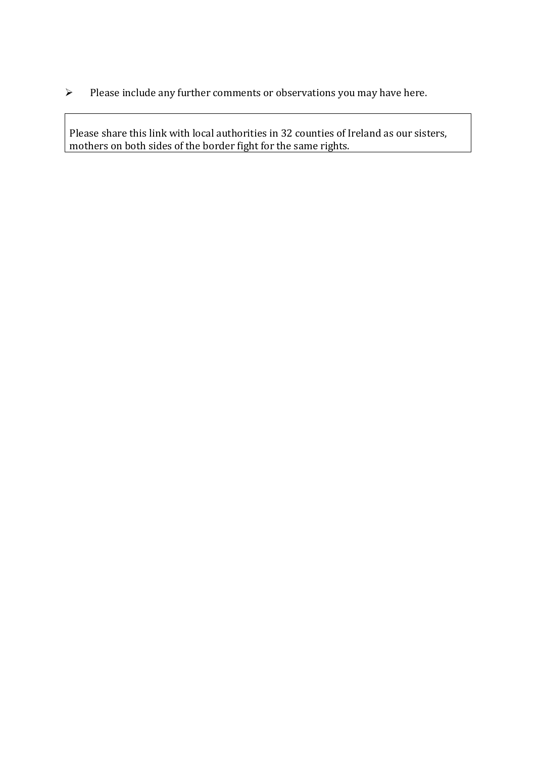- Please include any further comments or observations you may have here.

| |
|---|
| Please share this link with local authorities in 32 counties of Ireland as our sisters, mothers on both sides of the border fight for the same rights. |